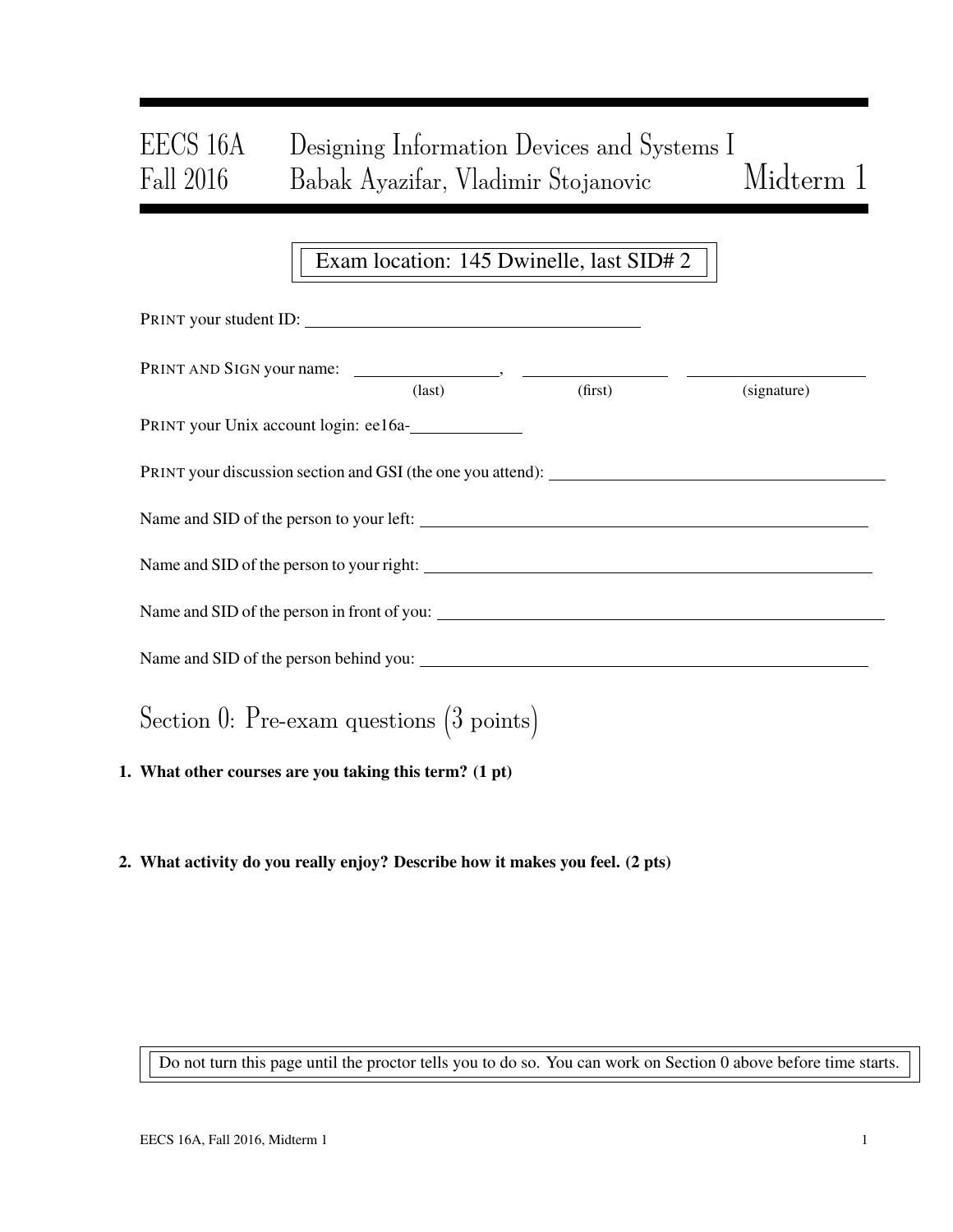# EECS 16A Designing Information Devices and Systems I
# Fall 2016 Babak Ayazifar, Vladimir Stojanovic — Midterm 1

**Exam location: 145 Dwinelle, last SID# 2**

PRINT your student ID: ______________________________

PRINT AND SIGN your name: ________________, ________________ ________________
(last) (first) (signature)

PRINT your Unix account login: ee16a-__________

PRINT your discussion section and GSI (the one you attend): ______________________________

Name and SID of the person to your left: ______________________________

Name and SID of the person to your right: ______________________________

Name and SID of the person in front of you: ______________________________

Name and SID of the person behind you: ______________________________

## Section 0: Pre-exam questions (3 points)

**1. What other courses are you taking this term? (1 pt)**

**2. What activity do you really enjoy? Describe how it makes you feel. (2 pts)**

Do not turn this page until the proctor tells you to do so. You can work on Section 0 above before time starts.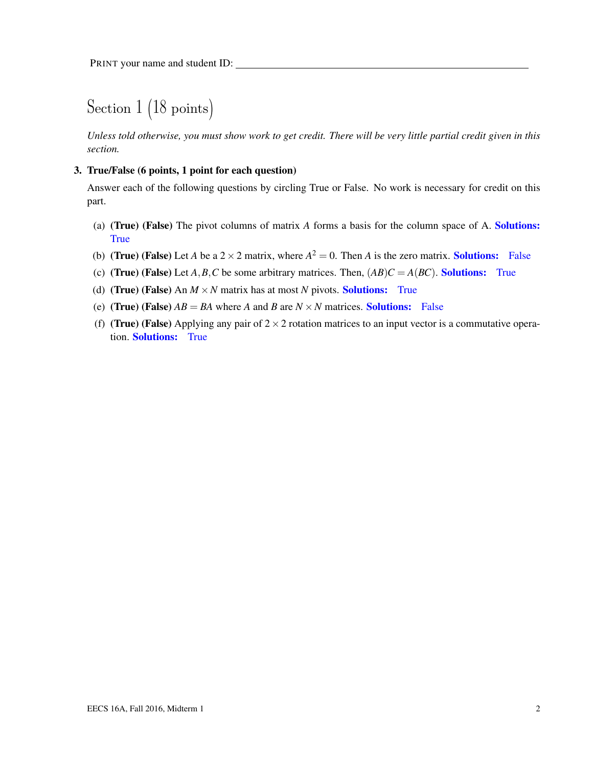PRINT your name and student ID: ______________________________

# Section 1 (18 points)

*Unless told otherwise, you must show work to get credit. There will be very little partial credit given in this section.*

**3. True/False (6 points, 1 point for each question)**

Answer each of the following questions by circling True or False. No work is necessary for credit on this part.

(a) **(True) (False)** The pivot columns of matrix $A$ forms a basis for the column space of A. **Solutions:** True

(b) **(True) (False)** Let $A$ be a $2 \times 2$ matrix, where $A^2 = 0$. Then $A$ is the zero matrix. **Solutions:** False

(c) **(True) (False)** Let $A, B, C$ be some arbitrary matrices. Then, $(AB)C = A(BC)$. **Solutions:** True

(d) **(True) (False)** An $M \times N$ matrix has at most $N$ pivots. **Solutions:** True

(e) **(True) (False)** $AB = BA$ where $A$ and $B$ are $N \times N$ matrices. **Solutions:** False

(f) **(True) (False)** Applying any pair of $2 \times 2$ rotation matrices to an input vector is a commutative operation. **Solutions:** True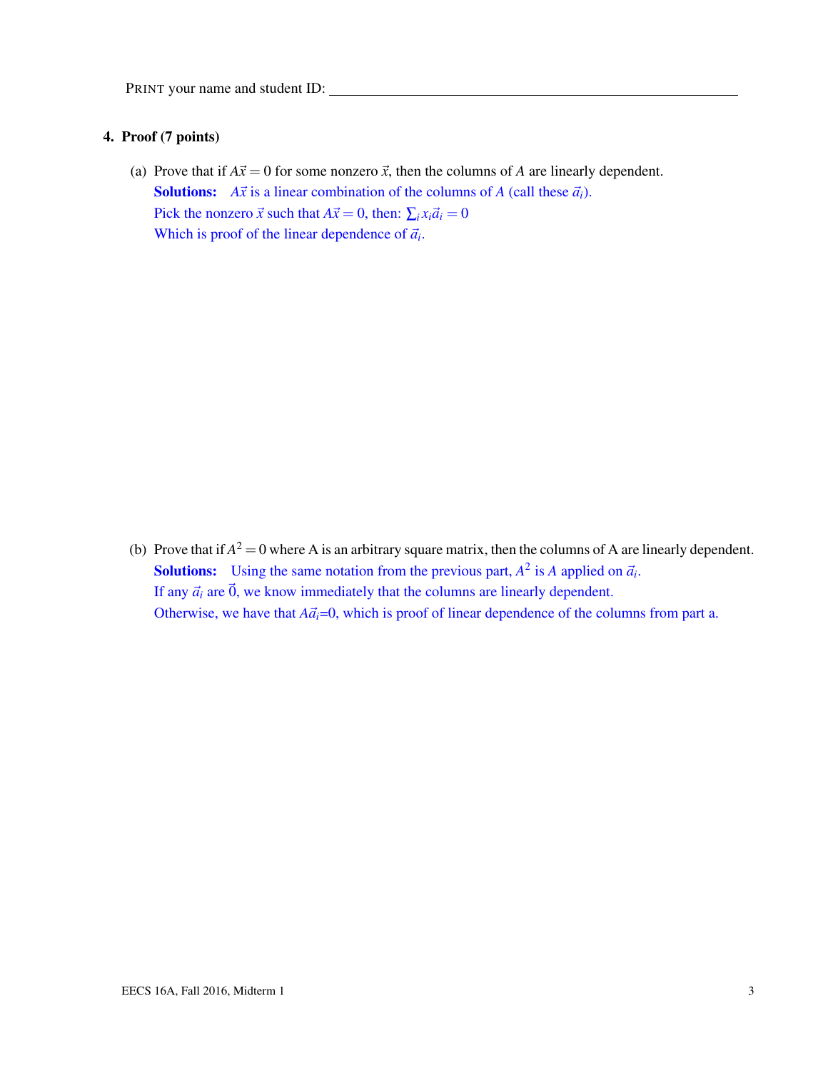PRINT your name and student ID: ____________________________________________

## 4. Proof (7 points)

(a) Prove that if $A\vec{x} = 0$ for some nonzero $\vec{x}$, then the columns of $A$ are linearly dependent.

**Solutions:** $A\vec{x}$ is a linear combination of the columns of $A$ (call these $\vec{a}_i$).
Pick the nonzero $\vec{x}$ such that $A\vec{x} = 0$, then: $\sum_i x_i \vec{a}_i = 0$
Which is proof of the linear dependence of $\vec{a}_i$.

(b) Prove that if $A^2 = 0$ where A is an arbitrary square matrix, then the columns of A are linearly dependent.

**Solutions:** Using the same notation from the previous part, $A^2$ is $A$ applied on $\vec{a}_i$.
If any $\vec{a}_i$ are $\vec{0}$, we know immediately that the columns are linearly dependent.
Otherwise, we have that $A\vec{a}_i$=0, which is proof of linear dependence of the columns from part a.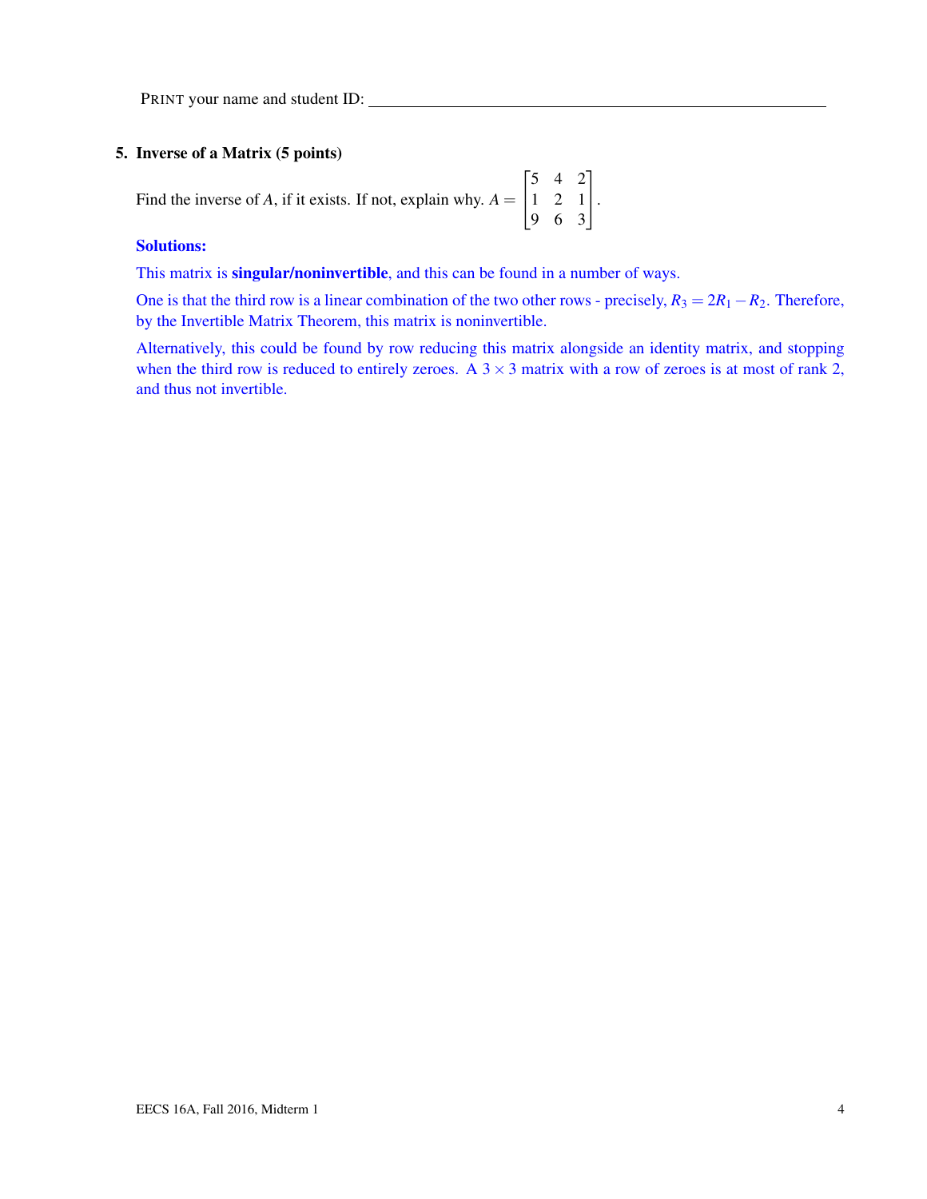PRINT your name and student ID: \_\_\_\_\_\_\_\_\_\_\_\_\_\_\_\_\_\_\_\_\_\_\_\_\_\_\_\_\_\_\_\_\_\_\_\_\_\_\_\_

### 5. Inverse of a Matrix (5 points)

Find the inverse of $A$, if it exists. If not, explain why. $A = \begin{bmatrix} 5 & 4 & 2 \\ 1 & 2 & 1 \\ 9 & 6 & 3 \end{bmatrix}$.

**Solutions:**

This matrix is **singular/noninvertible**, and this can be found in a number of ways.

One is that the third row is a linear combination of the two other rows - precisely, $R_3 = 2R_1 - R_2$. Therefore, by the Invertible Matrix Theorem, this matrix is noninvertible.

Alternatively, this could be found by row reducing this matrix alongside an identity matrix, and stopping when the third row is reduced to entirely zeroes. A $3 \times 3$ matrix with a row of zeroes is at most of rank 2, and thus not invertible.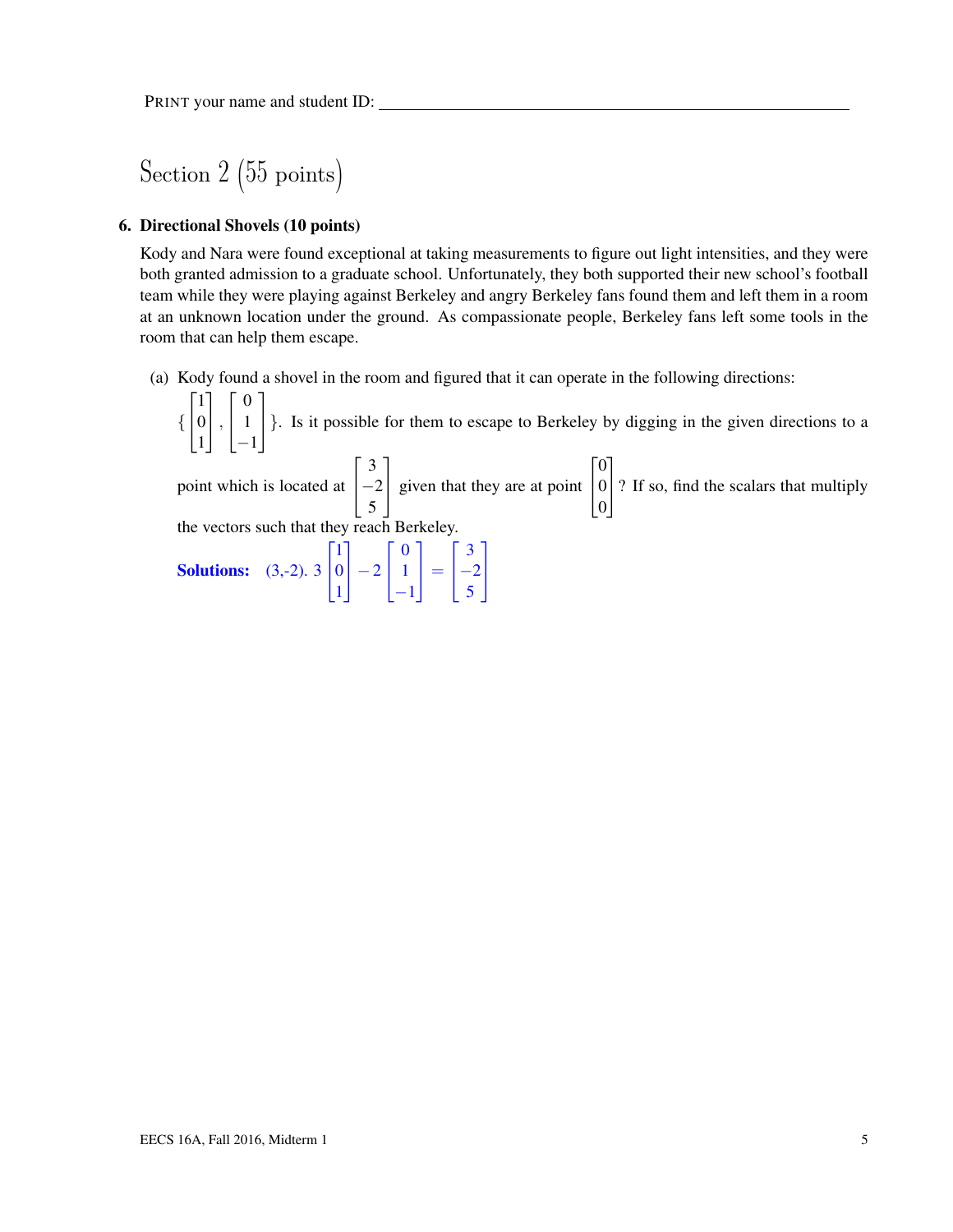PRINT your name and student ID: ______________________________

# Section 2 (55 points)

## 6. Directional Shovels (10 points)

Kody and Nara were found exceptional at taking measurements to figure out light intensities, and they were both granted admission to a graduate school. Unfortunately, they both supported their new school's football team while they were playing against Berkeley and angry Berkeley fans found them and left them in a room at an unknown location under the ground. As compassionate people, Berkeley fans left some tools in the room that can help them escape.

(a) Kody found a shovel in the room and figured that it can operate in the following directions: $\{\begin{bmatrix}1\\0\\1\end{bmatrix}, \begin{bmatrix}0\\1\\-1\end{bmatrix}\}$. Is it possible for them to escape to Berkeley by digging in the given directions to a point which is located at $\begin{bmatrix}3\\-2\\5\end{bmatrix}$ given that they are at point $\begin{bmatrix}0\\0\\0\end{bmatrix}$? If so, find the scalars that multiply the vectors such that they reach Berkeley.

**Solutions:** (3,-2). $3\begin{bmatrix}1\\0\\1\end{bmatrix} - 2\begin{bmatrix}0\\1\\-1\end{bmatrix} = \begin{bmatrix}3\\-2\\5\end{bmatrix}$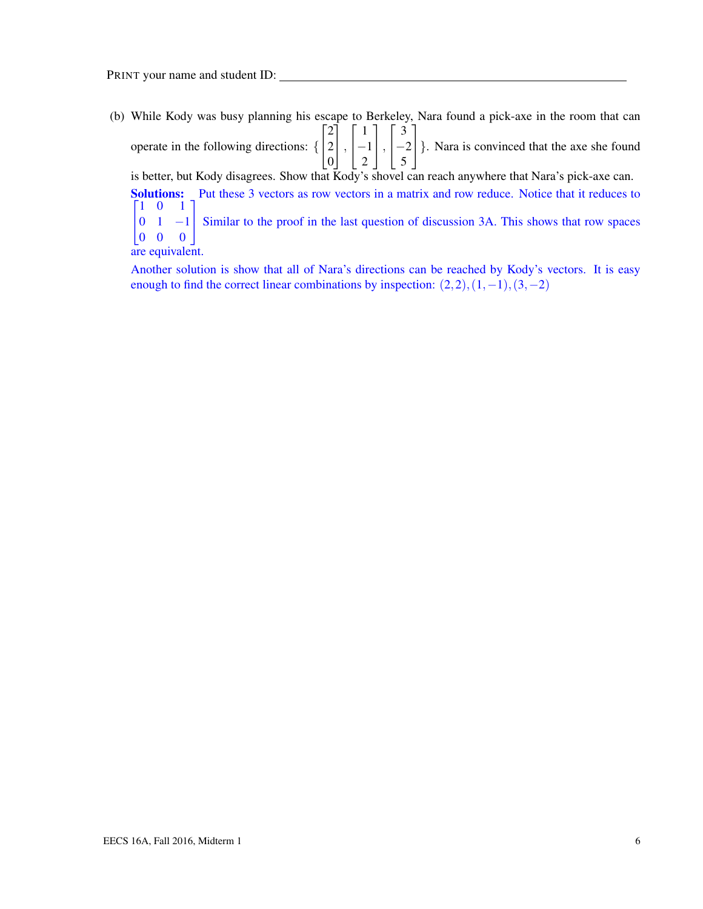PRINT your name and student ID: \_\_\_\_\_\_\_\_\_\_\_\_\_\_\_\_\_\_\_\_\_\_\_\_\_\_\_\_\_\_\_\_\_\_\_\_\_\_\_\_

(b) While Kody was busy planning his escape to Berkeley, Nara found a pick-axe in the room that can operate in the following directions: $\left\{ \begin{bmatrix} 2 \\ 2 \\ 0 \end{bmatrix}, \begin{bmatrix} 1 \\ -1 \\ 2 \end{bmatrix}, \begin{bmatrix} 3 \\ -2 \\ 5 \end{bmatrix} \right\}$. Nara is convinced that the axe she found is better, but Kody disagrees. Show that Kody's shovel can reach anywhere that Nara's pick-axe can.

**Solutions:** Put these 3 vectors as row vectors in a matrix and row reduce. Notice that it reduces to $\begin{bmatrix} 1 & 0 & 1 \\ 0 & 1 & -1 \\ 0 & 0 & 0 \end{bmatrix}$ Similar to the proof in the last question of discussion 3A. This shows that row spaces are equivalent.

Another solution is show that all of Nara's directions can be reached by Kody's vectors. It is easy enough to find the correct linear combinations by inspection: $(2,2), (1,-1), (3,-2)$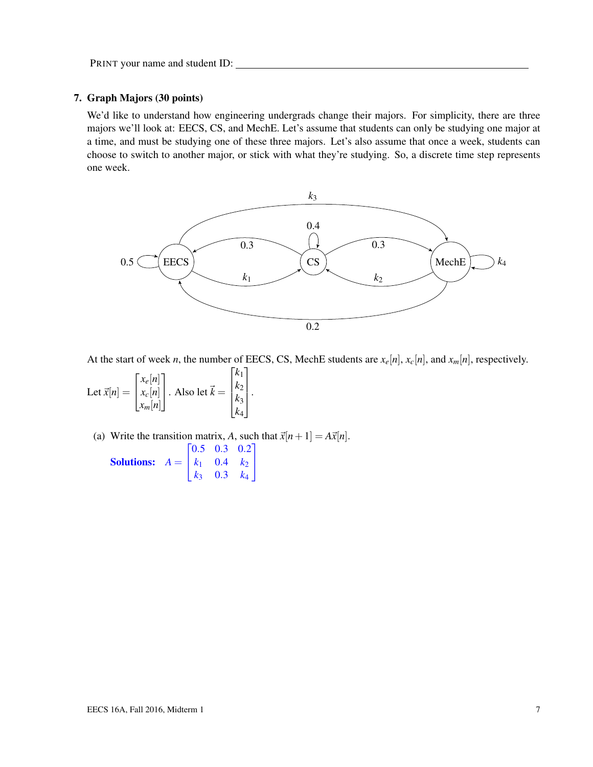PRINT your name and student ID: ________________________________________

## 7. Graph Majors (30 points)

We'd like to understand how engineering undergrads change their majors. For simplicity, there are three majors we'll look at: EECS, CS, and MechE. Let's assume that students can only be studying one major at a time, and must be studying one of these three majors. Let's also assume that once a week, students can choose to switch to another major, or stick with what they're studying. So, a discrete time step represents one week.

At the start of week $n$, the number of EECS, CS, MechE students are $x_e[n]$, $x_c[n]$, and $x_m[n]$, respectively. Let $\vec{x}[n] = \begin{bmatrix} x_e[n] \\ x_c[n] \\ x_m[n] \end{bmatrix}$. Also let $\vec{k} = \begin{bmatrix} k_1 \\ k_2 \\ k_3 \\ k_4 \end{bmatrix}$.

(a) Write the transition matrix, $A$, such that $\vec{x}[n+1] = A\vec{x}[n]$.

**Solutions:** $A = \begin{bmatrix} 0.5 & 0.3 & 0.2 \\ k_1 & 0.4 & k_2 \\ k_3 & 0.3 & k_4 \end{bmatrix}$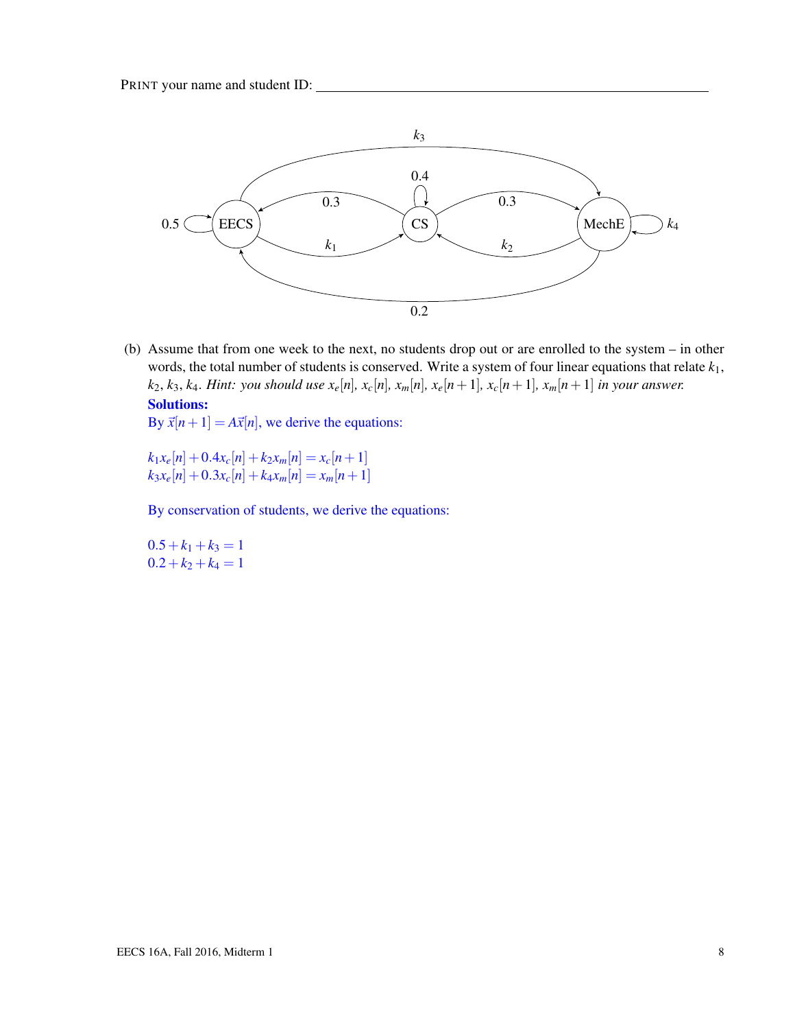PRINT your name and student ID: ___________________________________________

(b) Assume that from one week to the next, no students drop out or are enrolled to the system – in other words, the total number of students is conserved. Write a system of four linear equations that relate $k_1$, $k_2$, $k_3$, $k_4$. *Hint: you should use $x_e[n]$, $x_c[n]$, $x_m[n]$, $x_e[n+1]$, $x_c[n+1]$, $x_m[n+1]$ in your answer.*

**Solutions:**

By $\vec{x}[n+1] = A\vec{x}[n]$, we derive the equations:

$$k_1 x_e[n] + 0.4 x_c[n] + k_2 x_m[n] = x_c[n+1]$$
$$k_3 x_e[n] + 0.3 x_c[n] + k_4 x_m[n] = x_m[n+1]$$

By conservation of students, we derive the equations:

$$0.5 + k_1 + k_3 = 1$$
$$0.2 + k_2 + k_4 = 1$$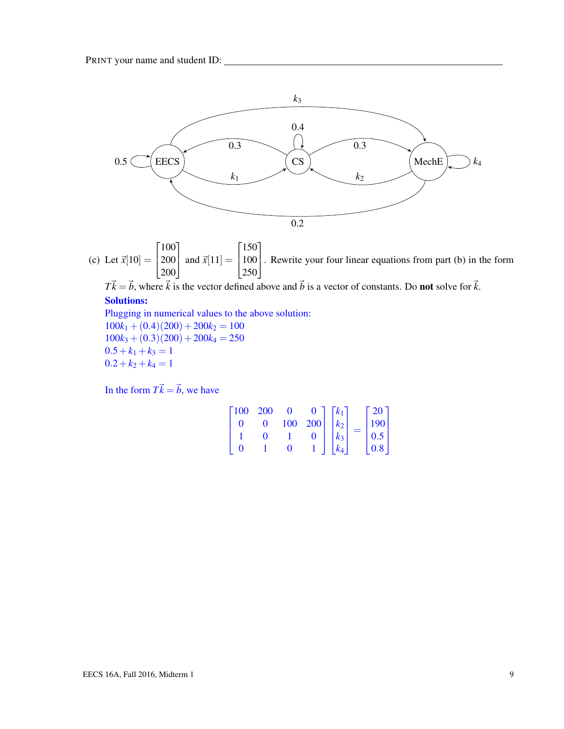PRINT your name and student ID: \_\_\_\_\_\_\_\_\_\_\_\_\_\_\_\_\_\_\_\_\_\_\_\_\_\_\_\_\_\_\_\_\_\_\_\_\_\_\_\_\_\_\_\_

(c) Let $\vec{x}[10] = \begin{bmatrix} 100 \\ 200 \\ 200 \end{bmatrix}$ and $\vec{x}[11] = \begin{bmatrix} 150 \\ 100 \\ 250 \end{bmatrix}$. Rewrite your four linear equations from part (b) in the form $T\vec{k} = \vec{b}$, where $\vec{k}$ is the vector defined above and $\vec{b}$ is a vector of constants. Do **not** solve for $\vec{k}$.

**Solutions:**

Plugging in numerical values to the above solution:

$100k_1 + (0.4)(200) + 200k_2 = 100$

$100k_3 + (0.3)(200) + 200k_4 = 250$

$0.5 + k_1 + k_3 = 1$

$0.2 + k_2 + k_4 = 1$

In the form $T\vec{k} = \vec{b}$, we have

$$\begin{bmatrix} 100 & 200 & 0 & 0 \\ 0 & 0 & 100 & 200 \\ 1 & 0 & 1 & 0 \\ 0 & 1 & 0 & 1 \end{bmatrix} \begin{bmatrix} k_1 \\ k_2 \\ k_3 \\ k_4 \end{bmatrix} = \begin{bmatrix} 20 \\ 190 \\ 0.5 \\ 0.8 \end{bmatrix}$$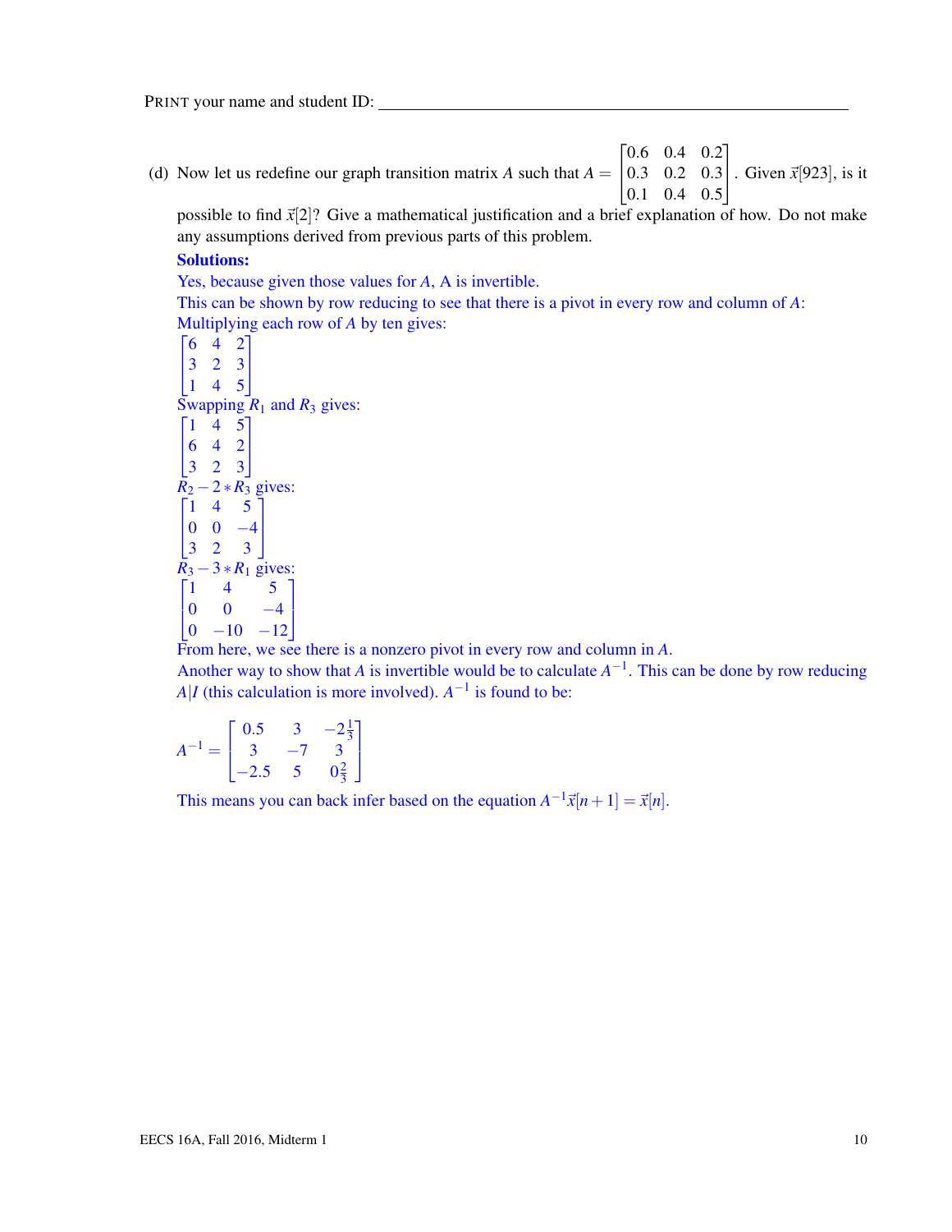PRINT your name and student ID: ______________________________

(d) Now let us redefine our graph transition matrix $A$ such that $A = \begin{bmatrix} 0.6 & 0.4 & 0.2 \\ 0.3 & 0.2 & 0.3 \\ 0.1 & 0.4 & 0.5 \end{bmatrix}$. Given $\vec{x}[923]$, is it possible to find $\vec{x}[2]$? Give a mathematical justification and a brief explanation of how. Do not make any assumptions derived from previous parts of this problem.

**Solutions:**

Yes, because given those values for $A$, A is invertible.

This can be shown by row reducing to see that there is a pivot in every row and column of $A$:

Multiplying each row of $A$ by ten gives:

$$\begin{bmatrix} 6 & 4 & 2 \\ 3 & 2 & 3 \\ 1 & 4 & 5 \end{bmatrix}$$

Swapping $R_1$ and $R_3$ gives:

$$\begin{bmatrix} 1 & 4 & 5 \\ 6 & 4 & 2 \\ 3 & 2 & 3 \end{bmatrix}$$

$R_2 - 2 * R_3$ gives:

$$\begin{bmatrix} 1 & 4 & 5 \\ 0 & 0 & -4 \\ 3 & 2 & 3 \end{bmatrix}$$

$R_3 - 3 * R_1$ gives:

$$\begin{bmatrix} 1 & 4 & 5 \\ 0 & 0 & -4 \\ 0 & -10 & -12 \end{bmatrix}$$

From here, we see there is a nonzero pivot in every row and column in $A$.

Another way to show that $A$ is invertible would be to calculate $A^{-1}$. This can be done by row reducing $A|I$ (this calculation is more involved). $A^{-1}$ is found to be:

$$A^{-1} = \begin{bmatrix} 0.5 & 3 & -2\frac{1}{3} \\ 3 & -7 & 3 \\ -2.5 & 5 & 0\frac{2}{3} \end{bmatrix}$$

This means you can back infer based on the equation $A^{-1}\vec{x}[n+1] = \vec{x}[n]$.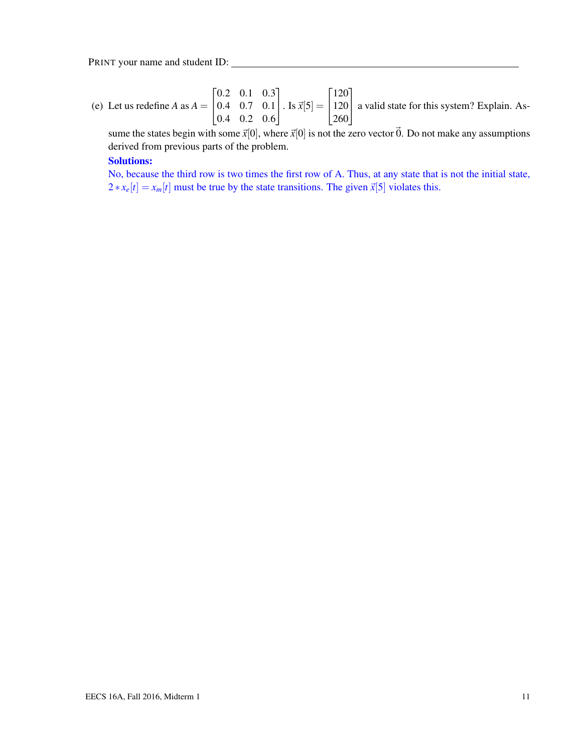PRINT your name and student ID: ____________________________________________

(e) Let us redefine $A$ as $A = \begin{bmatrix} 0.2 & 0.1 & 0.3 \\ 0.4 & 0.7 & 0.1 \\ 0.4 & 0.2 & 0.6 \end{bmatrix}$. Is $\vec{x}[5] = \begin{bmatrix} 120 \\ 120 \\ 260 \end{bmatrix}$ a valid state for this system? Explain. Assume the states begin with some $\vec{x}[0]$, where $\vec{x}[0]$ is not the zero vector $\vec{0}$. Do not make any assumptions derived from previous parts of the problem.

**Solutions:**

No, because the third row is two times the first row of A. Thus, at any state that is not the initial state, $2 * x_e[t] = x_m[t]$ must be true by the state transitions. The given $\vec{x}[5]$ violates this.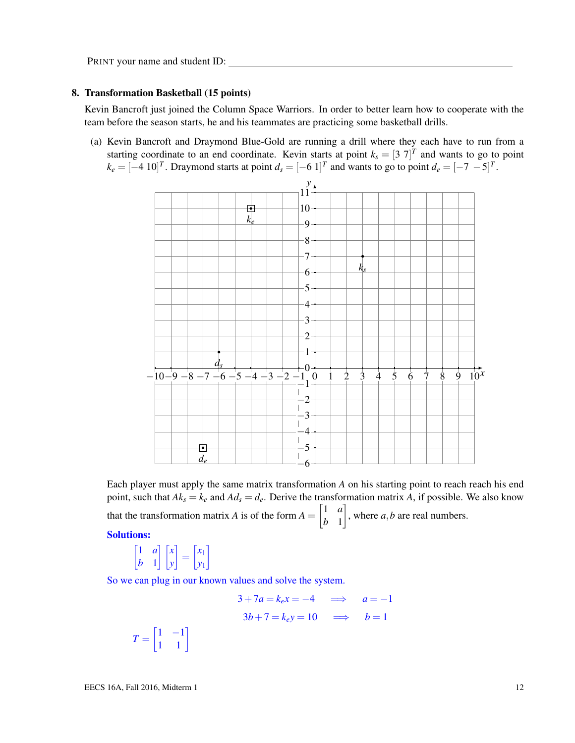PRINT your name and student ID: \_\_\_\_\_\_\_\_\_\_\_\_\_\_\_\_\_\_\_\_\_\_\_\_\_\_\_\_\_\_\_\_\_\_\_\_\_\_\_\_\_\_\_\_

### 8. Transformation Basketball (15 points)

Kevin Bancroft just joined the Column Space Warriors. In order to better learn how to cooperate with the team before the season starts, he and his teammates are practicing some basketball drills.

(a) Kevin Bancroft and Draymond Blue-Gold are running a drill where they each have to run from a starting coordinate to an end coordinate. Kevin starts at point $k_s = [3\ 7]^T$ and wants to go to point $k_e = [-4\ 10]^T$. Draymond starts at point $d_s = [-6\ 1]^T$ and wants to go to point $d_e = [-7\ -5]^T$.

Each player must apply the same matrix transformation $A$ on his starting point to reach reach his end point, such that $Ak_s = k_e$ and $Ad_s = d_e$. Derive the transformation matrix $A$, if possible. We also know that the transformation matrix $A$ is of the form $A = \begin{bmatrix} 1 & a \\ b & 1 \end{bmatrix}$, where $a, b$ are real numbers.

**Solutions:**

$$\begin{bmatrix} 1 & a \\ b & 1 \end{bmatrix} \begin{bmatrix} x \\ y \end{bmatrix} = \begin{bmatrix} x_1 \\ y_1 \end{bmatrix}$$

So we can plug in our known values and solve the system.

$$3 + 7a = k_e x = -4 \quad \Longrightarrow \quad a = -1$$

$$3b + 7 = k_e y = 10 \quad \Longrightarrow \quad b = 1$$

$$T = \begin{bmatrix} 1 & -1 \\ 1 & 1 \end{bmatrix}$$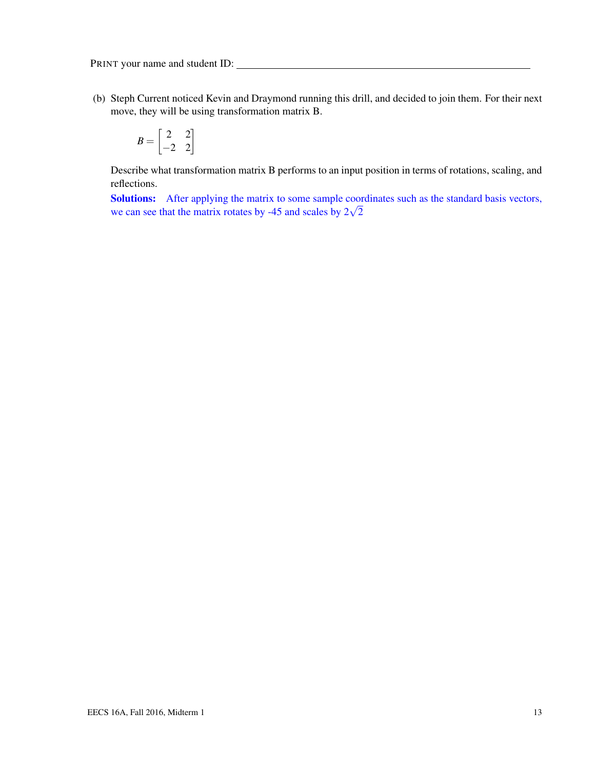PRINT your name and student ID: \_\_\_\_\_\_\_\_\_\_\_\_\_\_\_\_\_\_\_\_\_\_\_\_\_\_\_\_\_\_\_\_\_\_\_\_\_\_\_\_

(b) Steph Current noticed Kevin and Draymond running this drill, and decided to join them. For their next move, they will be using transformation matrix B.

$$B = \begin{bmatrix} 2 & 2 \\ -2 & 2 \end{bmatrix}$$

Describe what transformation matrix B performs to an input position in terms of rotations, scaling, and reflections.

**Solutions:** After applying the matrix to some sample coordinates such as the standard basis vectors, we can see that the matrix rotates by -45 and scales by $2\sqrt{2}$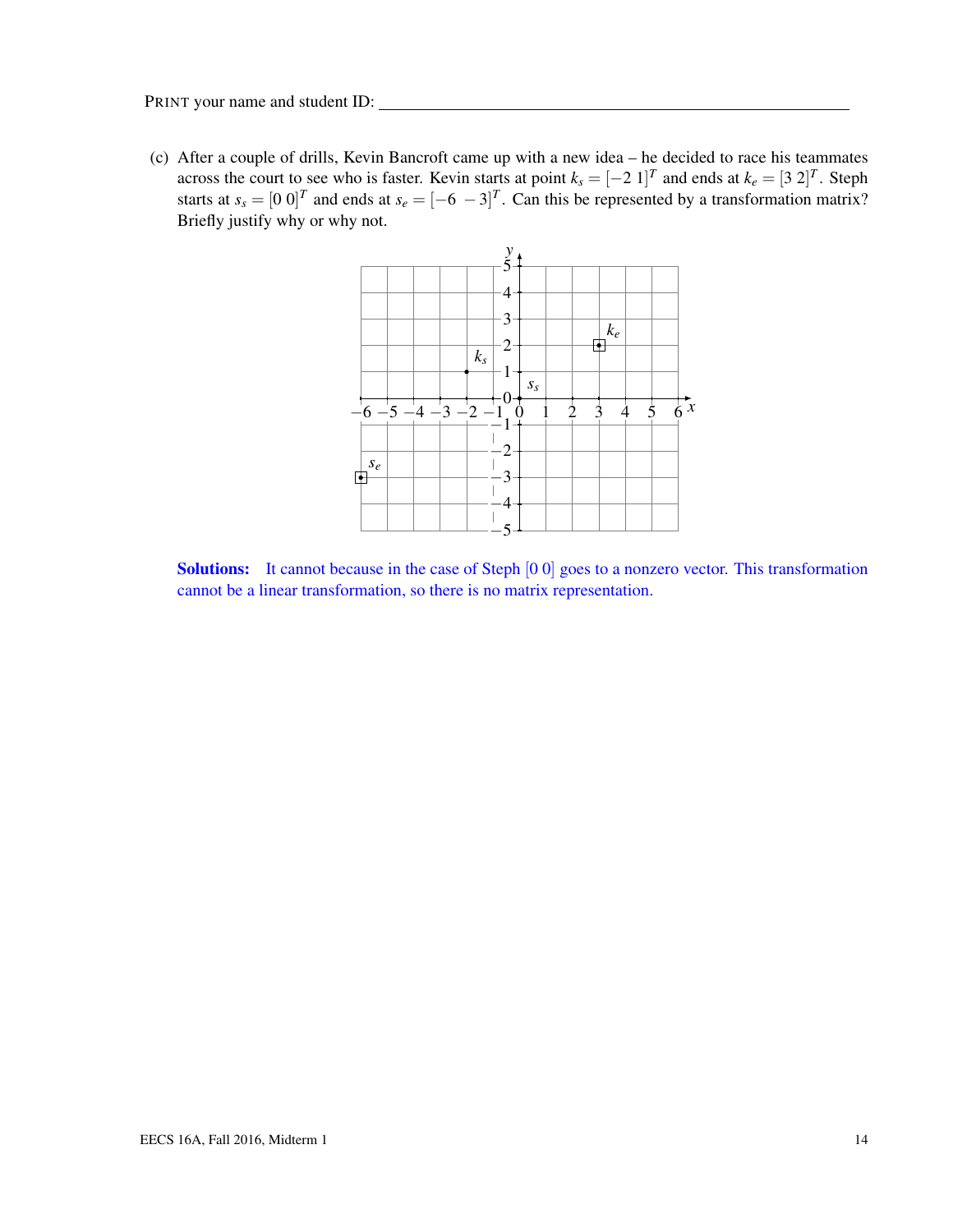PRINT your name and student ID: ____________________________________________

(c) After a couple of drills, Kevin Bancroft came up with a new idea – he decided to race his teammates across the court to see who is faster. Kevin starts at point $k_s = [-2\ 1]^T$ and ends at $k_e = [3\ 2]^T$. Steph starts at $s_s = [0\ 0]^T$ and ends at $s_e = [-6\ -3]^T$. Can this be represented by a transformation matrix? Briefly justify why or why not.

y

x

−6 −5 −4 −3 −2 −1 0 1 2 3 4 5 6

5 4 3 2 1 0 −1 −2 −3 −4 −5

$k_s$ $k_e$ $s_s$ $s_e$

**Solutions:** It cannot because in the case of Steph [0 0] goes to a nonzero vector. This transformation cannot be a linear transformation, so there is no matrix representation.